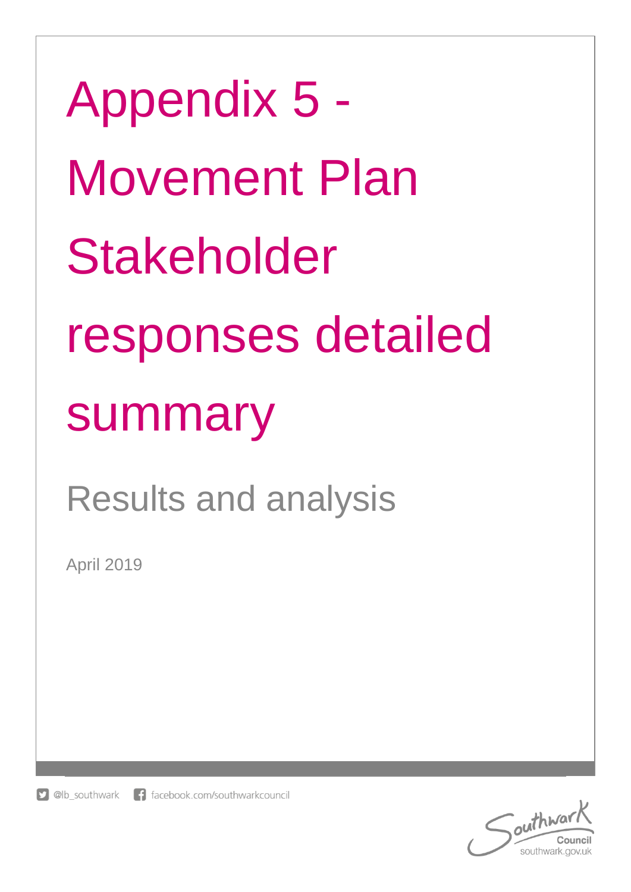# Appendix 5 - Movement Plan Stakeholder responses detailed summary

## Results and analysis

April 2019

@lb_southwark facebook.com/southwarkcouncil

Southwark Council
southwark.gov.uk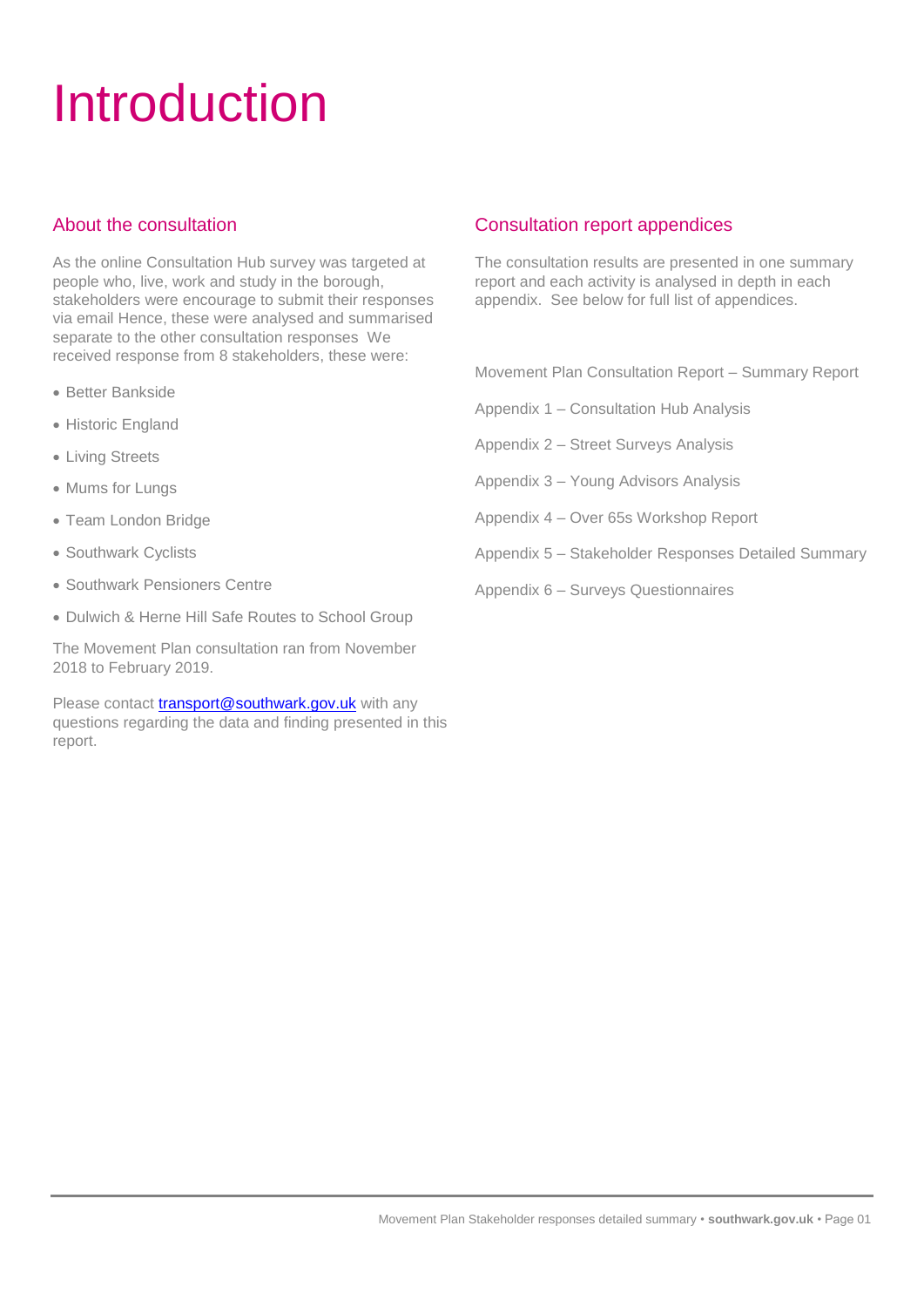# Introduction

## About the consultation

As the online Consultation Hub survey was targeted at people who, live, work and study in the borough, stakeholders were encourage to submit their responses via email Hence, these were analysed and summarised separate to the other consultation responses We received response from 8 stakeholders, these were:

- Better Bankside
- Historic England
- Living Streets
- Mums for Lungs
- Team London Bridge
- Southwark Cyclists
- Southwark Pensioners Centre
- Dulwich & Herne Hill Safe Routes to School Group

The Movement Plan consultation ran from November 2018 to February 2019.

Please contact [transport@southwark.gov.uk](mailto:transport@southwark.gov.uk) with any questions regarding the data and finding presented in this report.

## Consultation report appendices

The consultation results are presented in one summary report and each activity is analysed in depth in each appendix. See below for full list of appendices.

Movement Plan Consultation Report – Summary Report

Appendix 1 – Consultation Hub Analysis

Appendix 2 – Street Surveys Analysis

Appendix 3 – Young Advisors Analysis

Appendix 4 – Over 65s Workshop Report

Appendix 5 – Stakeholder Responses Detailed Summary

Appendix 6 – Surveys Questionnaires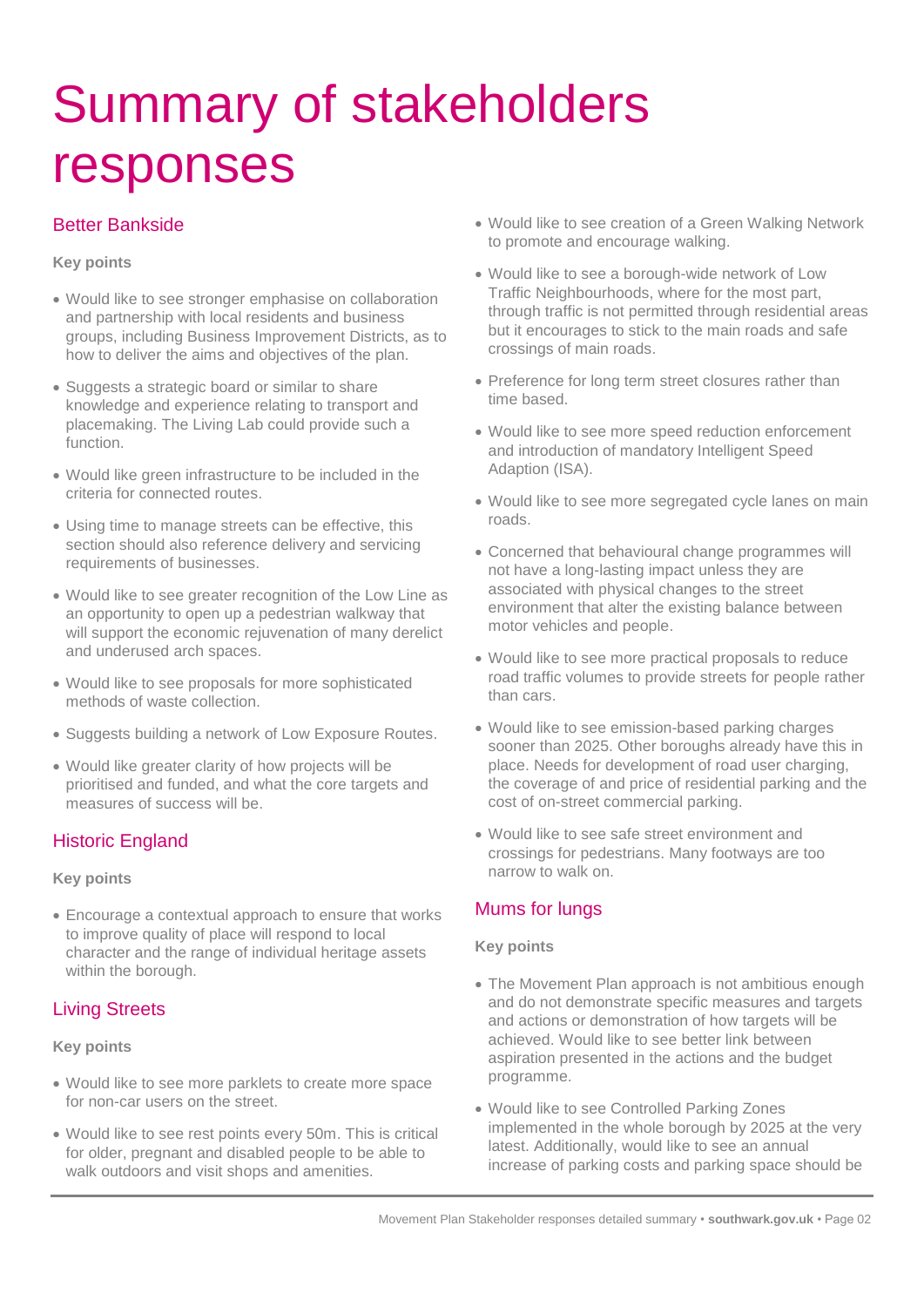# Summary of stakeholders responses

## Better Bankside

**Key points**

- Would like to see stronger emphasise on collaboration and partnership with local residents and business groups, including Business Improvement Districts, as to how to deliver the aims and objectives of the plan.
- Suggests a strategic board or similar to share knowledge and experience relating to transport and placemaking. The Living Lab could provide such a function.
- Would like green infrastructure to be included in the criteria for connected routes.
- Using time to manage streets can be effective, this section should also reference delivery and servicing requirements of businesses.
- Would like to see greater recognition of the Low Line as an opportunity to open up a pedestrian walkway that will support the economic rejuvenation of many derelict and underused arch spaces.
- Would like to see proposals for more sophisticated methods of waste collection.
- Suggests building a network of Low Exposure Routes.
- Would like greater clarity of how projects will be prioritised and funded, and what the core targets and measures of success will be.

## Historic England

**Key points**

- Encourage a contextual approach to ensure that works to improve quality of place will respond to local character and the range of individual heritage assets within the borough.

## Living Streets

**Key points**

- Would like to see more parklets to create more space for non-car users on the street.
- Would like to see rest points every 50m. This is critical for older, pregnant and disabled people to be able to walk outdoors and visit shops and amenities.
- Would like to see creation of a Green Walking Network to promote and encourage walking.
- Would like to see a borough-wide network of Low Traffic Neighbourhoods, where for the most part, through traffic is not permitted through residential areas but it encourages to stick to the main roads and safe crossings of main roads.
- Preference for long term street closures rather than time based.
- Would like to see more speed reduction enforcement and introduction of mandatory Intelligent Speed Adaption (ISA).
- Would like to see more segregated cycle lanes on main roads.
- Concerned that behavioural change programmes will not have a long-lasting impact unless they are associated with physical changes to the street environment that alter the existing balance between motor vehicles and people.
- Would like to see more practical proposals to reduce road traffic volumes to provide streets for people rather than cars.
- Would like to see emission-based parking charges sooner than 2025. Other boroughs already have this in place. Needs for development of road user charging, the coverage of and price of residential parking and the cost of on-street commercial parking.
- Would like to see safe street environment and crossings for pedestrians. Many footways are too narrow to walk on.

## Mums for lungs

**Key points**

- The Movement Plan approach is not ambitious enough and do not demonstrate specific measures and targets and actions or demonstration of how targets will be achieved. Would like to see better link between aspiration presented in the actions and the budget programme.
- Would like to see Controlled Parking Zones implemented in the whole borough by 2025 at the very latest. Additionally, would like to see an annual increase of parking costs and parking space should be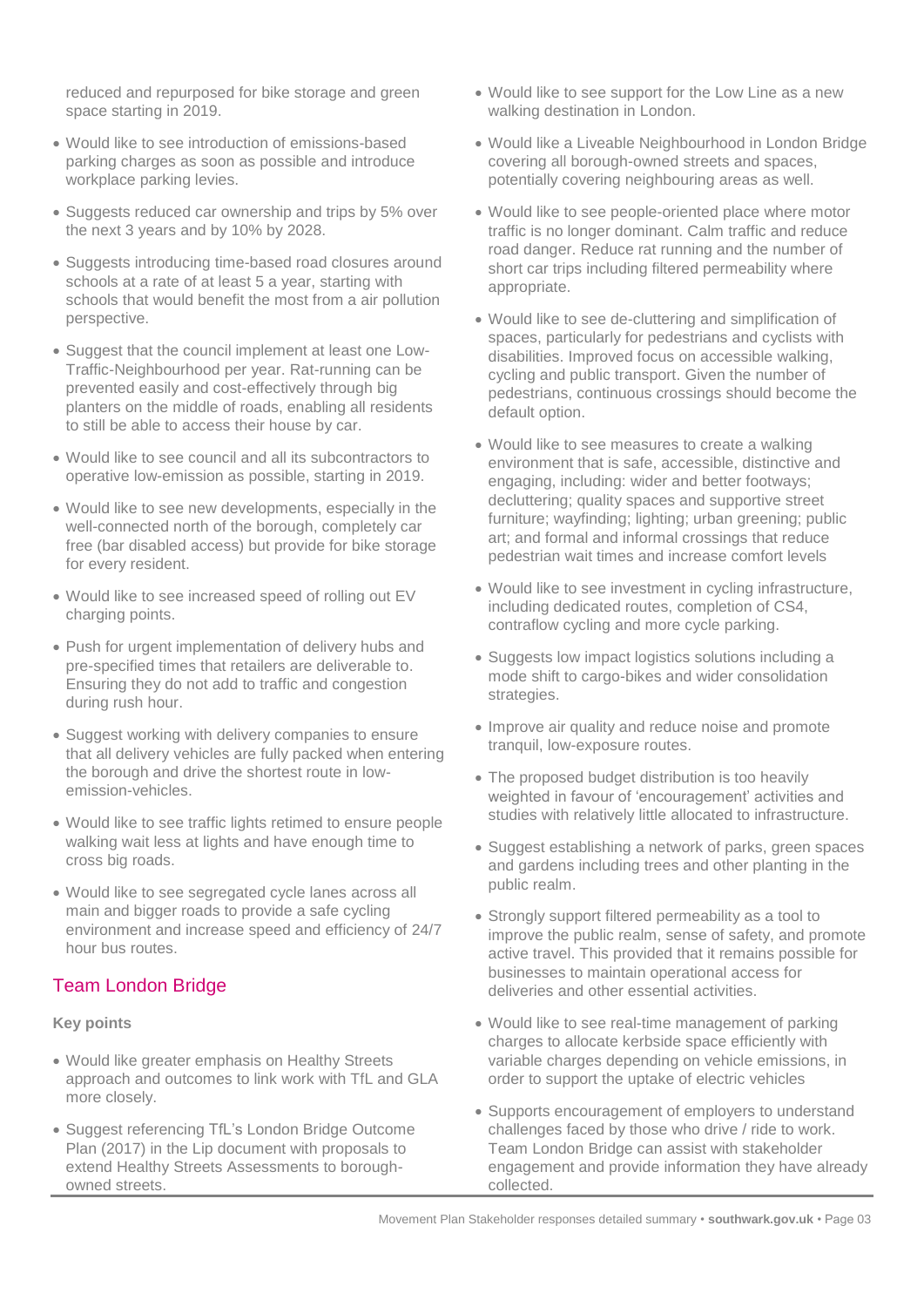reduced and repurposed for bike storage and green space starting in 2019.

- Would like to see introduction of emissions-based parking charges as soon as possible and introduce workplace parking levies.
- Suggests reduced car ownership and trips by 5% over the next 3 years and by 10% by 2028.
- Suggests introducing time-based road closures around schools at a rate of at least 5 a year, starting with schools that would benefit the most from a air pollution perspective.
- Suggest that the council implement at least one Low-Traffic-Neighbourhood per year. Rat-running can be prevented easily and cost-effectively through big planters on the middle of roads, enabling all residents to still be able to access their house by car.
- Would like to see council and all its subcontractors to operative low-emission as possible, starting in 2019.
- Would like to see new developments, especially in the well-connected north of the borough, completely car free (bar disabled access) but provide for bike storage for every resident.
- Would like to see increased speed of rolling out EV charging points.
- Push for urgent implementation of delivery hubs and pre-specified times that retailers are deliverable to. Ensuring they do not add to traffic and congestion during rush hour.
- Suggest working with delivery companies to ensure that all delivery vehicles are fully packed when entering the borough and drive the shortest route in low-emission-vehicles.
- Would like to see traffic lights retimed to ensure people walking wait less at lights and have enough time to cross big roads.
- Would like to see segregated cycle lanes across all main and bigger roads to provide a safe cycling environment and increase speed and efficiency of 24/7 hour bus routes.

## Team London Bridge

**Key points**

- Would like greater emphasis on Healthy Streets approach and outcomes to link work with TfL and GLA more closely.
- Suggest referencing TfL's London Bridge Outcome Plan (2017) in the Lip document with proposals to extend Healthy Streets Assessments to borough-owned streets.
- Would like to see support for the Low Line as a new walking destination in London.
- Would like a Liveable Neighbourhood in London Bridge covering all borough-owned streets and spaces, potentially covering neighbouring areas as well.
- Would like to see people-oriented place where motor traffic is no longer dominant. Calm traffic and reduce road danger. Reduce rat running and the number of short car trips including filtered permeability where appropriate.
- Would like to see de-cluttering and simplification of spaces, particularly for pedestrians and cyclists with disabilities. Improved focus on accessible walking, cycling and public transport. Given the number of pedestrians, continuous crossings should become the default option.
- Would like to see measures to create a walking environment that is safe, accessible, distinctive and engaging, including: wider and better footways; decluttering; quality spaces and supportive street furniture; wayfinding; lighting; urban greening; public art; and formal and informal crossings that reduce pedestrian wait times and increase comfort levels
- Would like to see investment in cycling infrastructure, including dedicated routes, completion of CS4, contraflow cycling and more cycle parking.
- Suggests low impact logistics solutions including a mode shift to cargo-bikes and wider consolidation strategies.
- Improve air quality and reduce noise and promote tranquil, low-exposure routes.
- The proposed budget distribution is too heavily weighted in favour of 'encouragement' activities and studies with relatively little allocated to infrastructure.
- Suggest establishing a network of parks, green spaces and gardens including trees and other planting in the public realm.
- Strongly support filtered permeability as a tool to improve the public realm, sense of safety, and promote active travel. This provided that it remains possible for businesses to maintain operational access for deliveries and other essential activities.
- Would like to see real-time management of parking charges to allocate kerbside space efficiently with variable charges depending on vehicle emissions, in order to support the uptake of electric vehicles
- Supports encouragement of employers to understand challenges faced by those who drive / ride to work. Team London Bridge can assist with stakeholder engagement and provide information they have already collected.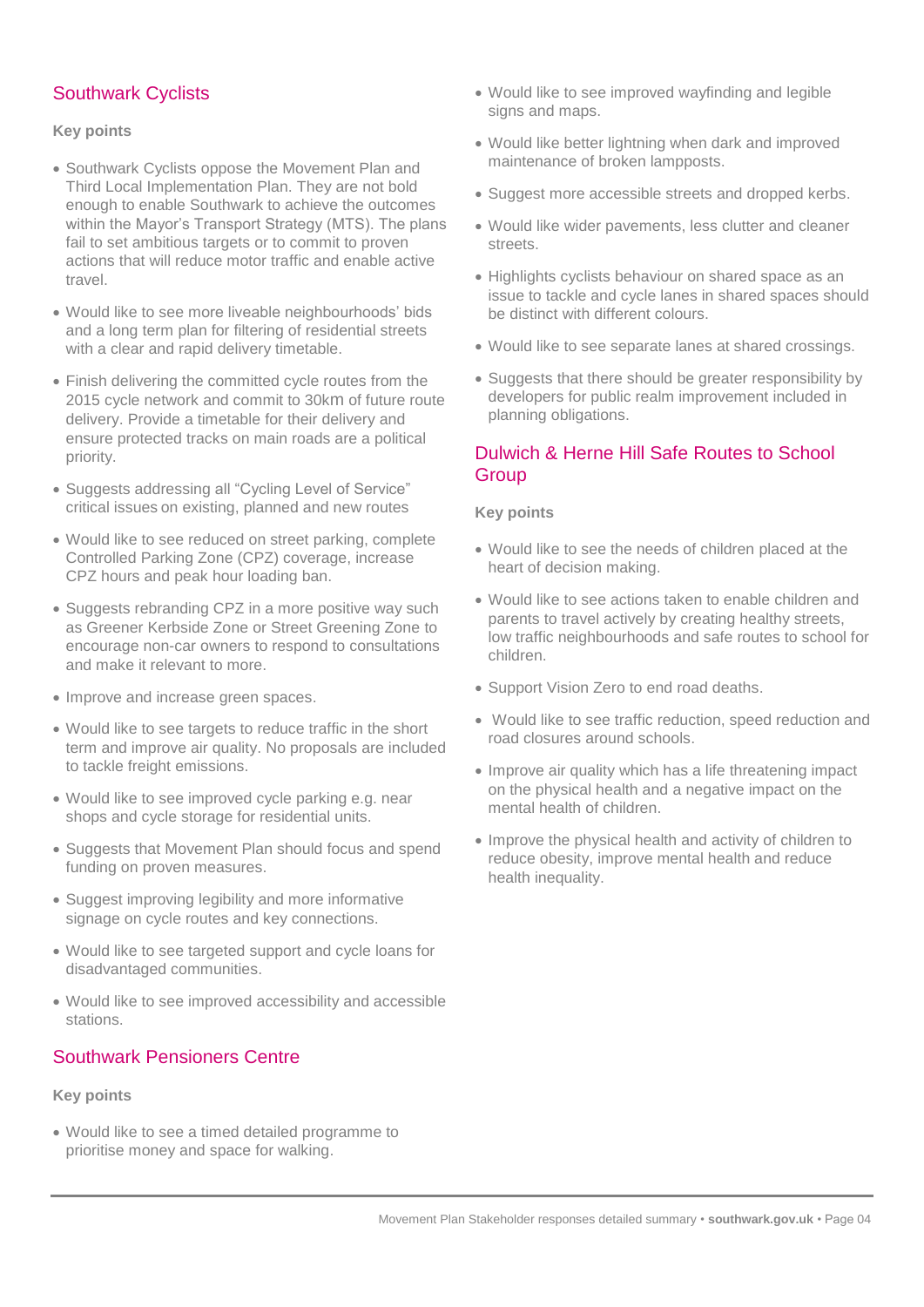## Southwark Cyclists

**Key points**

- Southwark Cyclists oppose the Movement Plan and Third Local Implementation Plan. They are not bold enough to enable Southwark to achieve the outcomes within the Mayor's Transport Strategy (MTS). The plans fail to set ambitious targets or to commit to proven actions that will reduce motor traffic and enable active travel.
- Would like to see more liveable neighbourhoods' bids and a long term plan for filtering of residential streets with a clear and rapid delivery timetable.
- Finish delivering the committed cycle routes from the 2015 cycle network and commit to 30km of future route delivery. Provide a timetable for their delivery and ensure protected tracks on main roads are a political priority.
- Suggests addressing all "Cycling Level of Service" critical issues on existing, planned and new routes
- Would like to see reduced on street parking, complete Controlled Parking Zone (CPZ) coverage, increase CPZ hours and peak hour loading ban.
- Suggests rebranding CPZ in a more positive way such as Greener Kerbside Zone or Street Greening Zone to encourage non-car owners to respond to consultations and make it relevant to more.
- Improve and increase green spaces.
- Would like to see targets to reduce traffic in the short term and improve air quality. No proposals are included to tackle freight emissions.
- Would like to see improved cycle parking e.g. near shops and cycle storage for residential units.
- Suggests that Movement Plan should focus and spend funding on proven measures.
- Suggest improving legibility and more informative signage on cycle routes and key connections.
- Would like to see targeted support and cycle loans for disadvantaged communities.
- Would like to see improved accessibility and accessible stations.

## Southwark Pensioners Centre

**Key points**

- Would like to see a timed detailed programme to prioritise money and space for walking.
- Would like to see improved wayfinding and legible signs and maps.
- Would like better lightning when dark and improved maintenance of broken lampposts.
- Suggest more accessible streets and dropped kerbs.
- Would like wider pavements, less clutter and cleaner streets.
- Highlights cyclists behaviour on shared space as an issue to tackle and cycle lanes in shared spaces should be distinct with different colours.
- Would like to see separate lanes at shared crossings.
- Suggests that there should be greater responsibility by developers for public realm improvement included in planning obligations.

## Dulwich & Herne Hill Safe Routes to School Group

**Key points**

- Would like to see the needs of children placed at the heart of decision making.
- Would like to see actions taken to enable children and parents to travel actively by creating healthy streets, low traffic neighbourhoods and safe routes to school for children.
- Support Vision Zero to end road deaths.
- Would like to see traffic reduction, speed reduction and road closures around schools.
- Improve air quality which has a life threatening impact on the physical health and a negative impact on the mental health of children.
- Improve the physical health and activity of children to reduce obesity, improve mental health and reduce health inequality.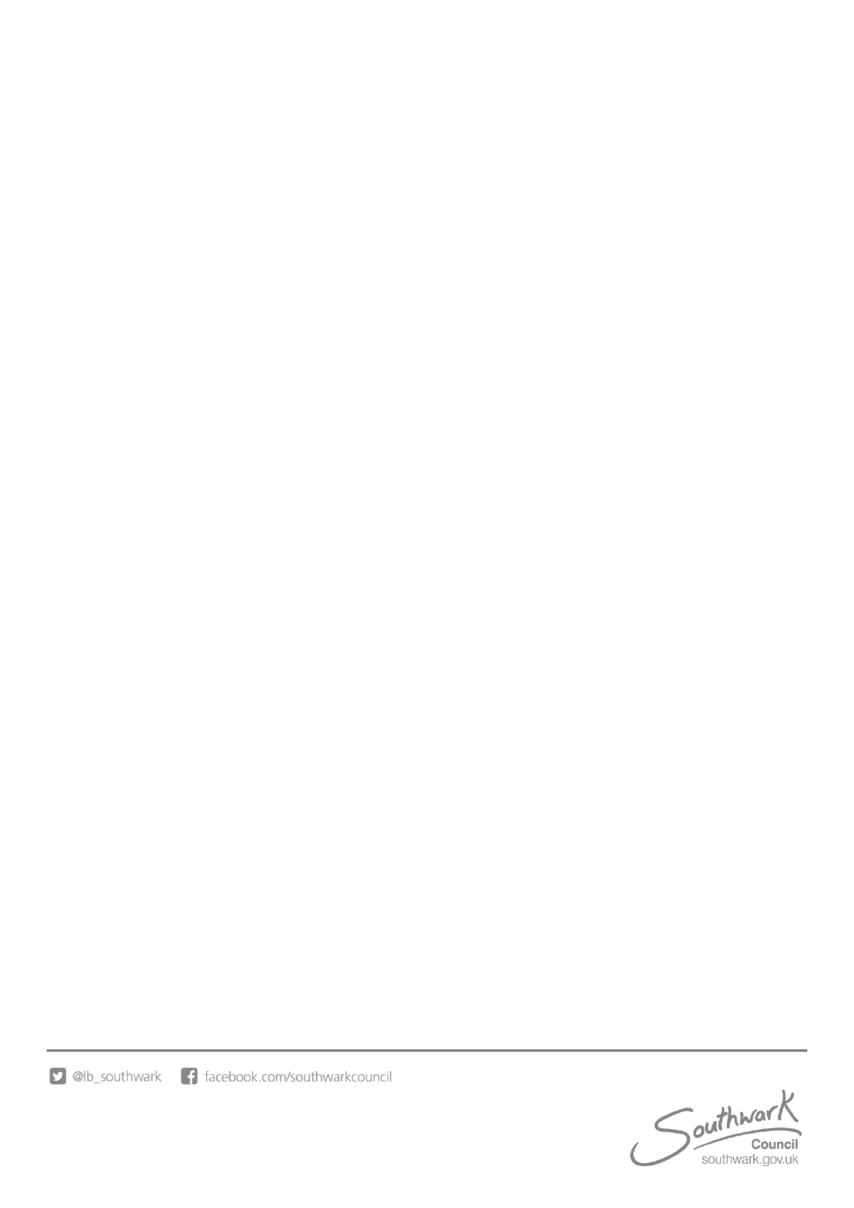@lb_southwark facebook.com/southwarkcouncil

Southwark Council
southwark.gov.uk